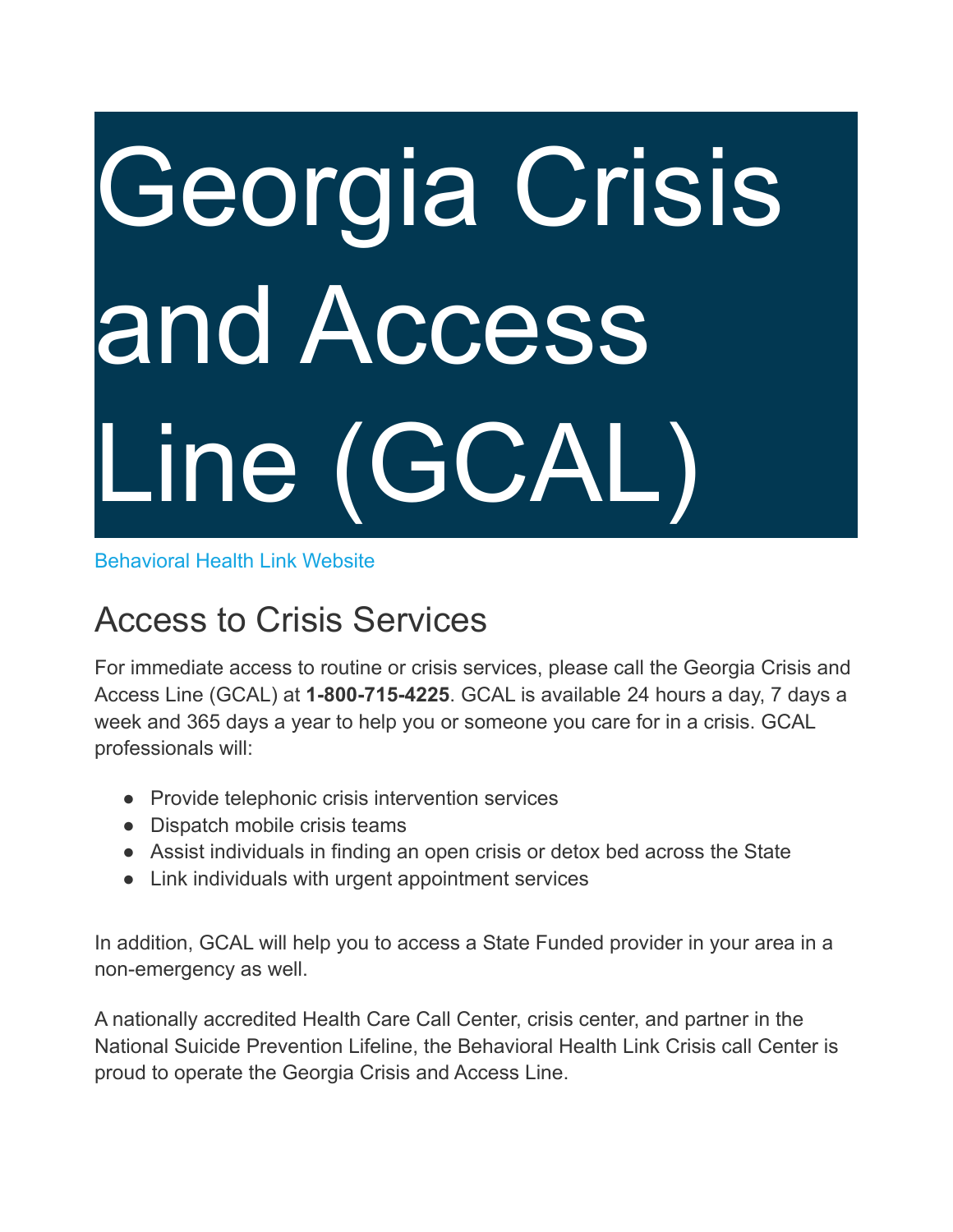# Georgia Crisis and Access Line (GCAL)

Behavioral Health Link Website

## Access to Crisis Services

For immediate access to routine or crisis services, please call the Georgia Crisis and Access Line (GCAL) at **1-800-715-4225**. GCAL is available 24 hours a day, 7 days a week and 365 days a year to help you or someone you care for in a crisis. GCAL professionals will:

- Provide telephonic crisis intervention services
- Dispatch mobile crisis teams
- Assist individuals in finding an open crisis or detox bed across the State
- Link individuals with urgent appointment services

In addition, GCAL will help you to access a State Funded provider in your area in a non-emergency as well.

A nationally accredited Health Care Call Center, crisis center, and partner in the National Suicide Prevention Lifeline, the Behavioral Health Link Crisis call Center is proud to operate the Georgia Crisis and Access Line.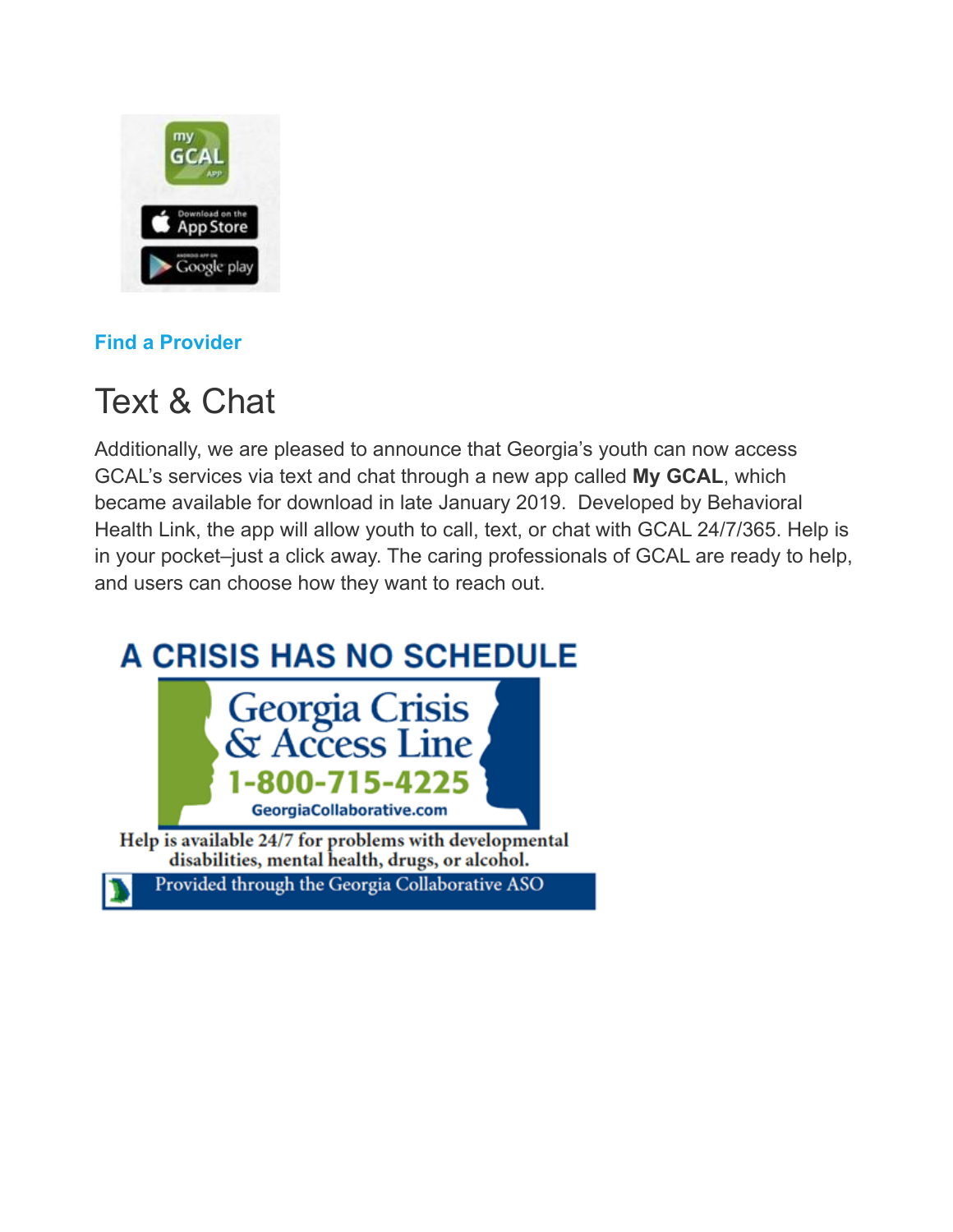my GCAL APP

Download on the App Store

Google play

**Find a Provider**

# Text & Chat

Additionally, we are pleased to announce that Georgia's youth can now access GCAL's services via text and chat through a new app called **My GCAL**, which became available for download in late January 2019.  Developed by Behavioral Health Link, the app will allow youth to call, text, or chat with GCAL 24/7/365. Help is in your pocket–just a click away. The caring professionals of GCAL are ready to help, and users can choose how they want to reach out.

**A CRISIS HAS NO SCHEDULE**

**Georgia Crisis & Access Line**

**1-800-715-4225**

GeorgiaCollaborative.com

Help is available 24/7 for problems with developmental disabilities, mental health, drugs, or alcohol.

Provided through the Georgia Collaborative ASO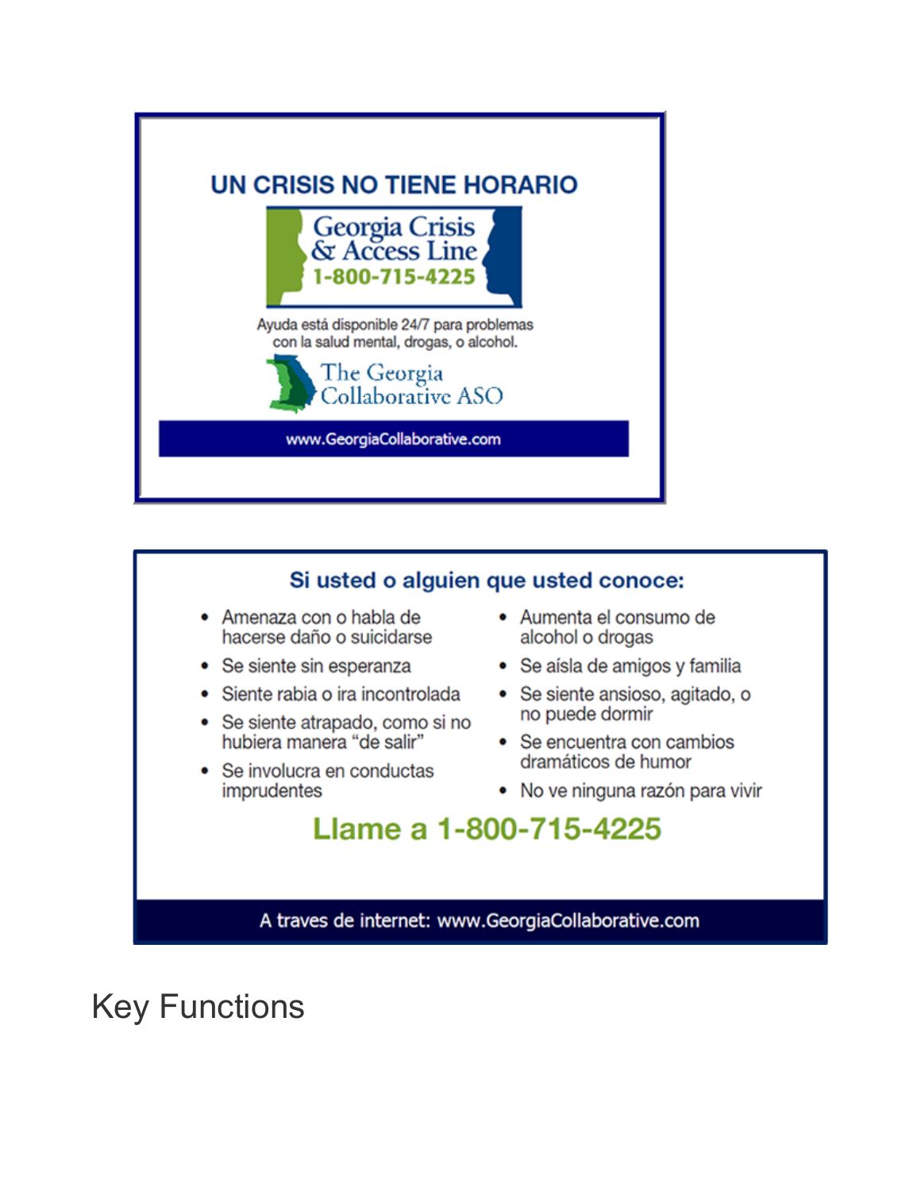## UN CRISIS NO TIENE HORARIO

**Georgia Crisis & Access Line**
**1-800-715-4225**

Ayuda está disponible 24/7 para problemas con la salud mental, drogas, o alcohol.

The Georgia Collaborative ASO

www.GeorgiaCollaborative.com

### Si usted o alguien que usted conoce:

- Amenaza con o habla de hacerse daño o suicidarse
- Se siente sin esperanza
- Siente rabia o ira incontrolada
- Se siente atrapado, como si no hubiera manera "de salir"
- Se involucra en conductas imprudentes
- Aumenta el consumo de alcohol o drogas
- Se aísla de amigos y familia
- Se siente ansioso, agitado, o no puede dormir
- Se encuentra con cambios dramáticos de humor
- No ve ninguna razón para vivir

**Llame a 1-800-715-4225**

A traves de internet: www.GeorgiaCollaborative.com

# Key Functions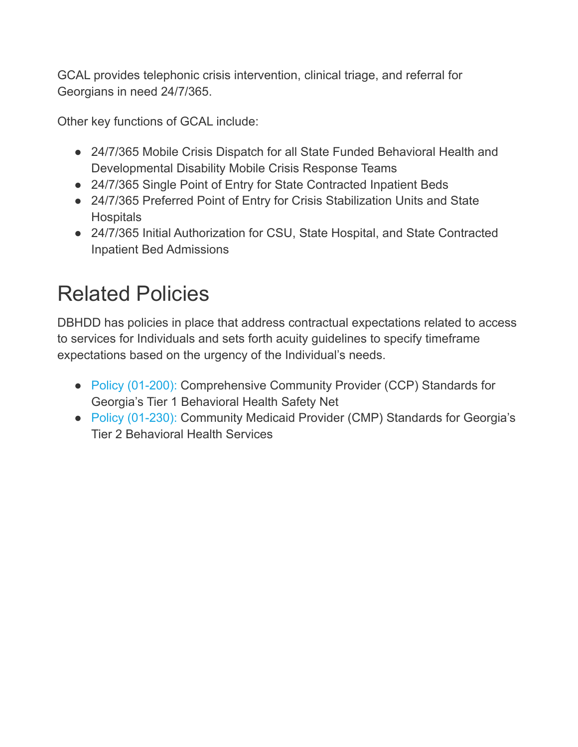GCAL provides telephonic crisis intervention, clinical triage, and referral for Georgians in need 24/7/365.

Other key functions of GCAL include:

- 24/7/365 Mobile Crisis Dispatch for all State Funded Behavioral Health and Developmental Disability Mobile Crisis Response Teams
- 24/7/365 Single Point of Entry for State Contracted Inpatient Beds
- 24/7/365 Preferred Point of Entry for Crisis Stabilization Units and State Hospitals
- 24/7/365 Initial Authorization for CSU, State Hospital, and State Contracted Inpatient Bed Admissions

# Related Policies

DBHDD has policies in place that address contractual expectations related to access to services for Individuals and sets forth acuity guidelines to specify timeframe expectations based on the urgency of the Individual's needs.

- Policy (01-200): Comprehensive Community Provider (CCP) Standards for Georgia's Tier 1 Behavioral Health Safety Net
- Policy (01-230): Community Medicaid Provider (CMP) Standards for Georgia's Tier 2 Behavioral Health Services